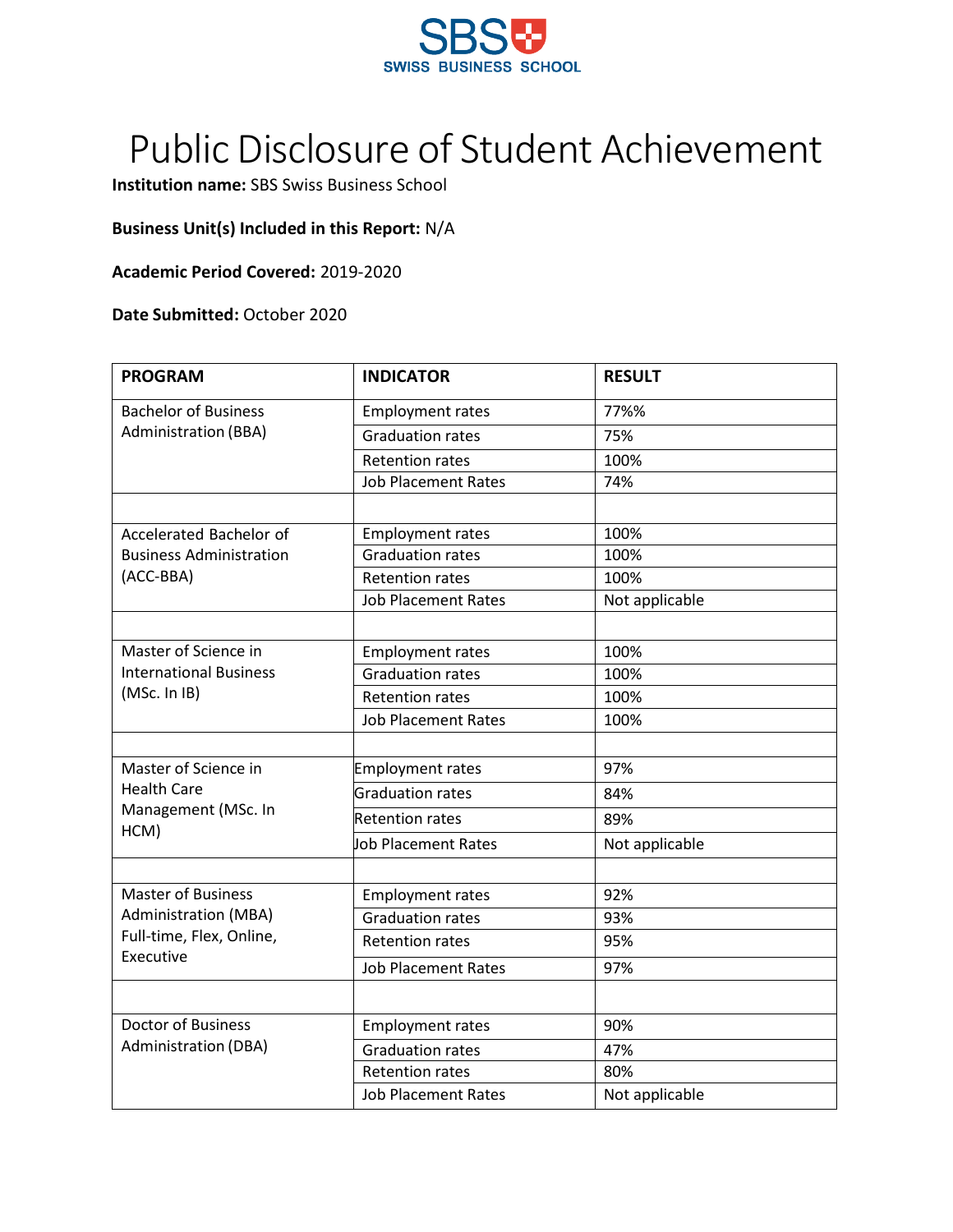SBS SWISS BUSINESS SCHOOL

# Public Disclosure of Student Achievement

**Institution name:** SBS Swiss Business School

**Business Unit(s) Included in this Report:** N/A

**Academic Period Covered:** 2019-2020

**Date Submitted:** October 2020

| PROGRAM | INDICATOR | RESULT |
|---|---|---|
| Bachelor of Business Administration (BBA) | Employment rates | 77%% |
| | Graduation rates | 75% |
| | Retention rates | 100% |
| | Job Placement Rates | 74% |
| | | |
| Accelerated Bachelor of Business Administration (ACC-BBA) | Employment rates | 100% |
| | Graduation rates | 100% |
| | Retention rates | 100% |
| | Job Placement Rates | Not applicable |
| | | |
| Master of Science in International Business (MSc. In IB) | Employment rates | 100% |
| | Graduation rates | 100% |
| | Retention rates | 100% |
| | Job Placement Rates | 100% |
| | | |
| Master of Science in Health Care Management (MSc. In HCM) | Employment rates | 97% |
| | Graduation rates | 84% |
| | Retention rates | 89% |
| | Job Placement Rates | Not applicable |
| | | |
| Master of Business Administration (MBA) Full-time, Flex, Online, Executive | Employment rates | 92% |
| | Graduation rates | 93% |
| | Retention rates | 95% |
| | Job Placement Rates | 97% |
| | | |
| Doctor of Business Administration (DBA) | Employment rates | 90% |
| | Graduation rates | 47% |
| | Retention rates | 80% |
| | Job Placement Rates | Not applicable |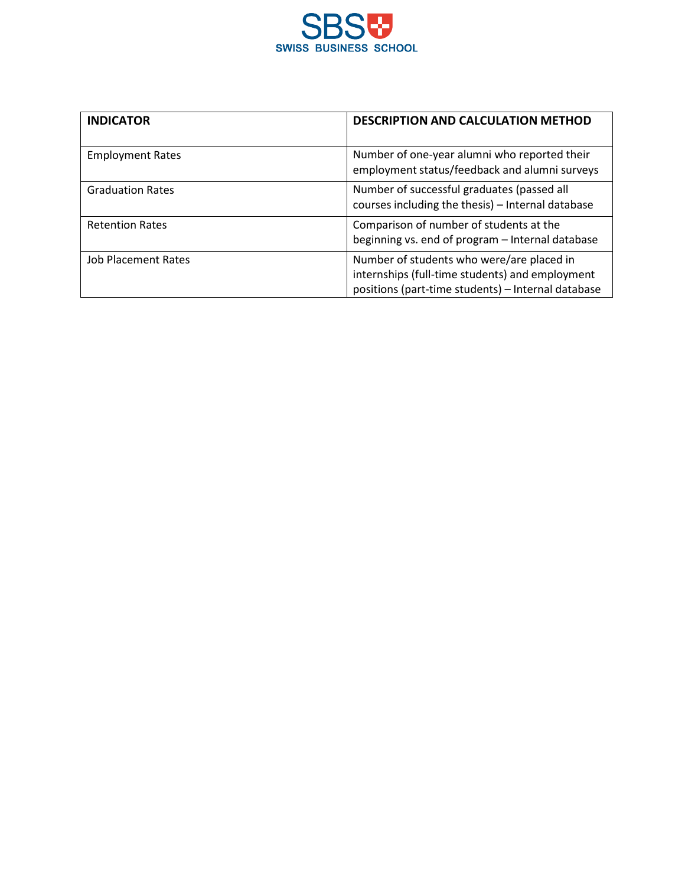| INDICATOR | DESCRIPTION AND CALCULATION METHOD |
| --- | --- |
| Employment Rates | Number of one-year alumni who reported their employment status/feedback and alumni surveys |
| Graduation Rates | Number of successful graduates (passed all courses including the thesis) – Internal database |
| Retention Rates | Comparison of number of students at the beginning vs. end of program – Internal database |
| Job Placement Rates | Number of students who were/are placed in internships (full-time students) and employment positions (part-time students) – Internal database |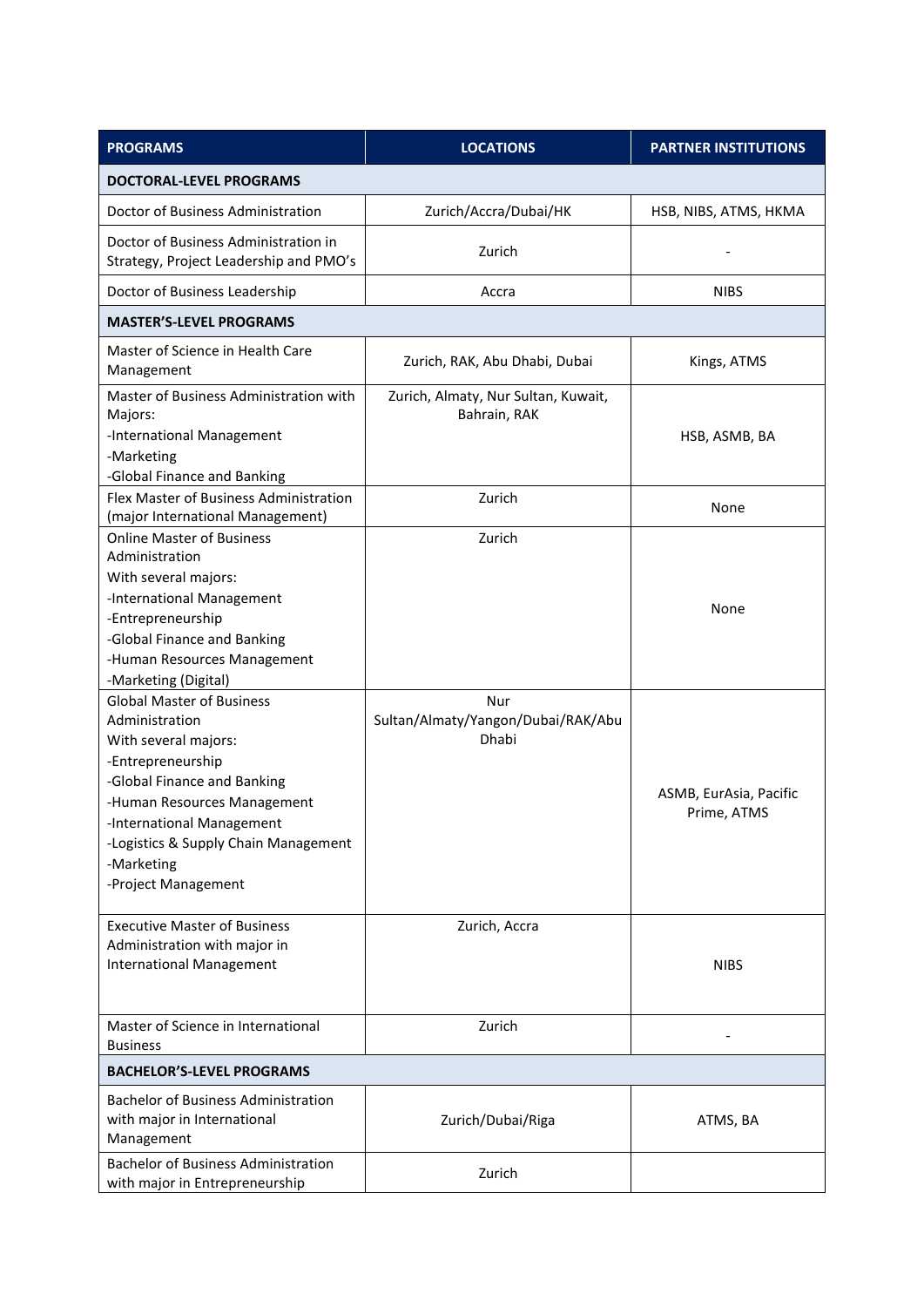| PROGRAMS | LOCATIONS | PARTNER INSTITUTIONS |
|---|---|---|
| **DOCTORAL-LEVEL PROGRAMS** | | |
| Doctor of Business Administration | Zurich/Accra/Dubai/HK | HSB, NIBS, ATMS, HKMA |
| Doctor of Business Administration in Strategy, Project Leadership and PMO's | Zurich | - |
| Doctor of Business Leadership | Accra | NIBS |
| **MASTER'S-LEVEL PROGRAMS** | | |
| Master of Science in Health Care Management | Zurich, RAK, Abu Dhabi, Dubai | Kings, ATMS |
| Master of Business Administration with Majors:<br>-International Management<br>-Marketing<br>-Global Finance and Banking | Zurich, Almaty, Nur Sultan, Kuwait, Bahrain, RAK | HSB, ASMB, BA |
| Flex Master of Business Administration (major International Management) | Zurich | None |
| Online Master of Business Administration<br>With several majors:<br>-International Management<br>-Entrepreneurship<br>-Global Finance and Banking<br>-Human Resources Management<br>-Marketing (Digital) | Zurich | None |
| Global Master of Business Administration<br>With several majors:<br>-Entrepreneurship<br>-Global Finance and Banking<br>-Human Resources Management<br>-International Management<br>-Logistics & Supply Chain Management<br>-Marketing<br>-Project Management | Nur Sultan/Almaty/Yangon/Dubai/RAK/Abu Dhabi | ASMB, EurAsia, Pacific Prime, ATMS |
| Executive Master of Business Administration with major in International Management | Zurich, Accra | NIBS |
| Master of Science in International Business | Zurich | - |
| **BACHELOR'S-LEVEL PROGRAMS** | | |
| Bachelor of Business Administration with major in International Management | Zurich/Dubai/Riga | ATMS, BA |
| Bachelor of Business Administration with major in Entrepreneurship | Zurich | |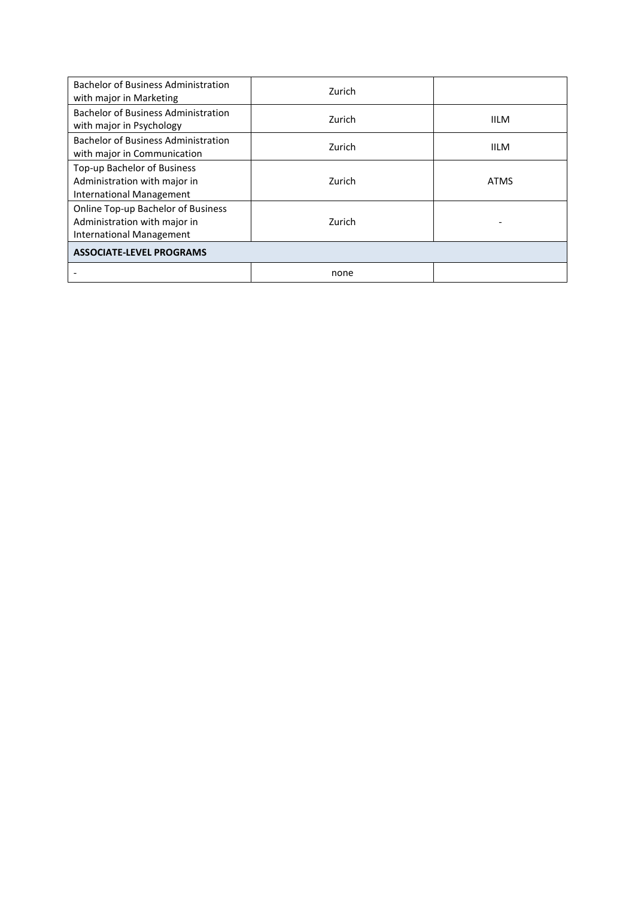| | | |
|---|---|---|
| Bachelor of Business Administration with major in Marketing | Zurich | |
| Bachelor of Business Administration with major in Psychology | Zurich | IILM |
| Bachelor of Business Administration with major in Communication | Zurich | IILM |
| Top-up Bachelor of Business Administration with major in International Management | Zurich | ATMS |
| Online Top-up Bachelor of Business Administration with major in International Management | Zurich | - |
| **ASSOCIATE-LEVEL PROGRAMS** | | |
| - | none | |